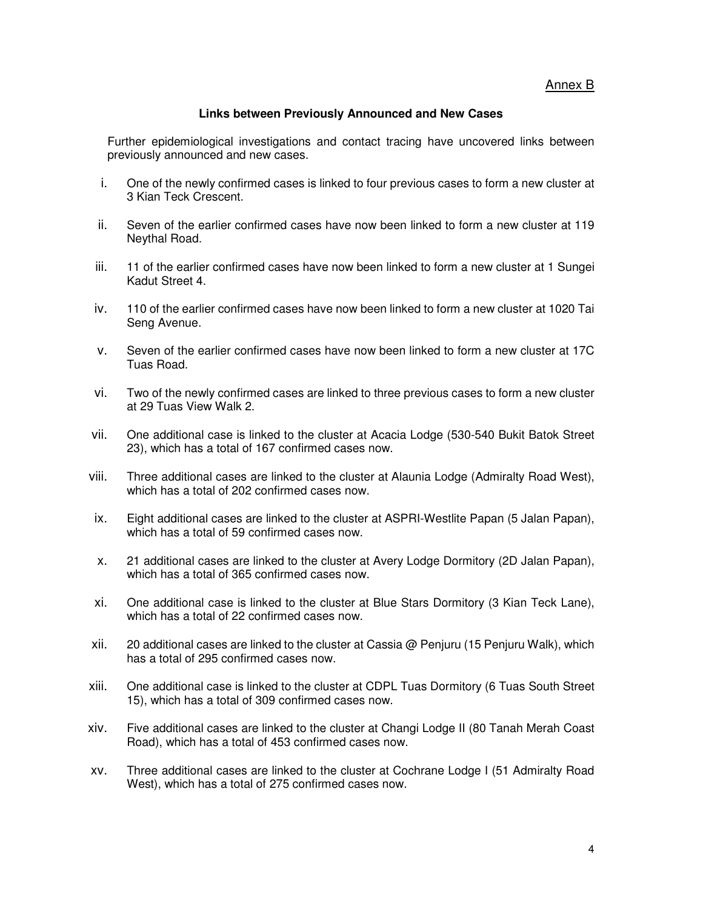Annex B

### Links between Previously Announced and New Cases

Further epidemiological investigations and contact tracing have uncovered links between previously announced and new cases.

i. One of the newly confirmed cases is linked to four previous cases to form a new cluster at 3 Kian Teck Crescent.

ii. Seven of the earlier confirmed cases have now been linked to form a new cluster at 119 Neythal Road.

iii. 11 of the earlier confirmed cases have now been linked to form a new cluster at 1 Sungei Kadut Street 4.

iv. 110 of the earlier confirmed cases have now been linked to form a new cluster at 1020 Tai Seng Avenue.

v. Seven of the earlier confirmed cases have now been linked to form a new cluster at 17C Tuas Road.

vi. Two of the newly confirmed cases are linked to three previous cases to form a new cluster at 29 Tuas View Walk 2.

vii. One additional case is linked to the cluster at Acacia Lodge (530-540 Bukit Batok Street 23), which has a total of 167 confirmed cases now.

viii. Three additional cases are linked to the cluster at Alaunia Lodge (Admiralty Road West), which has a total of 202 confirmed cases now.

ix. Eight additional cases are linked to the cluster at ASPRI-Westlite Papan (5 Jalan Papan), which has a total of 59 confirmed cases now.

x. 21 additional cases are linked to the cluster at Avery Lodge Dormitory (2D Jalan Papan), which has a total of 365 confirmed cases now.

xi. One additional case is linked to the cluster at Blue Stars Dormitory (3 Kian Teck Lane), which has a total of 22 confirmed cases now.

xii. 20 additional cases are linked to the cluster at Cassia @ Penjuru (15 Penjuru Walk), which has a total of 295 confirmed cases now.

xiii. One additional case is linked to the cluster at CDPL Tuas Dormitory (6 Tuas South Street 15), which has a total of 309 confirmed cases now.

xiv. Five additional cases are linked to the cluster at Changi Lodge II (80 Tanah Merah Coast Road), which has a total of 453 confirmed cases now.

xv. Three additional cases are linked to the cluster at Cochrane Lodge I (51 Admiralty Road West), which has a total of 275 confirmed cases now.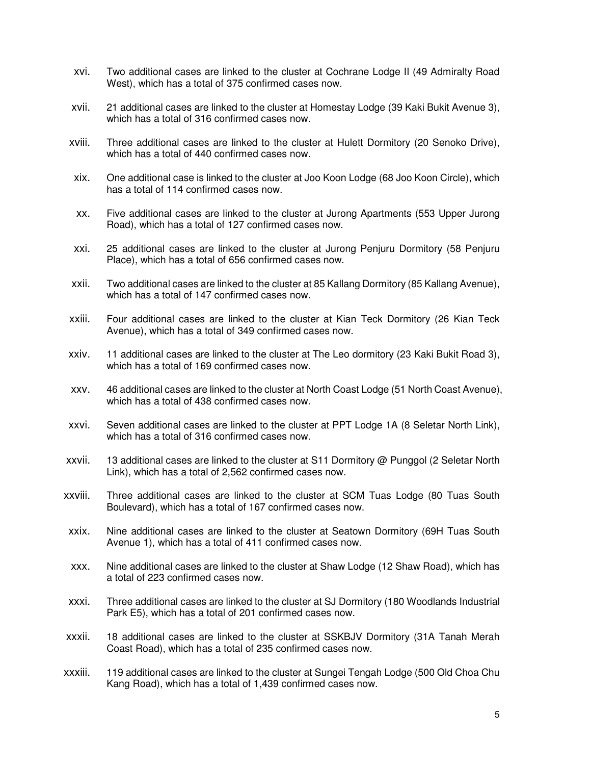xvi. Two additional cases are linked to the cluster at Cochrane Lodge II (49 Admiralty Road West), which has a total of 375 confirmed cases now.

xvii. 21 additional cases are linked to the cluster at Homestay Lodge (39 Kaki Bukit Avenue 3), which has a total of 316 confirmed cases now.

xviii. Three additional cases are linked to the cluster at Hulett Dormitory (20 Senoko Drive), which has a total of 440 confirmed cases now.

xix. One additional case is linked to the cluster at Joo Koon Lodge (68 Joo Koon Circle), which has a total of 114 confirmed cases now.

xx. Five additional cases are linked to the cluster at Jurong Apartments (553 Upper Jurong Road), which has a total of 127 confirmed cases now.

xxi. 25 additional cases are linked to the cluster at Jurong Penjuru Dormitory (58 Penjuru Place), which has a total of 656 confirmed cases now.

xxii. Two additional cases are linked to the cluster at 85 Kallang Dormitory (85 Kallang Avenue), which has a total of 147 confirmed cases now.

xxiii. Four additional cases are linked to the cluster at Kian Teck Dormitory (26 Kian Teck Avenue), which has a total of 349 confirmed cases now.

xxiv. 11 additional cases are linked to the cluster at The Leo dormitory (23 Kaki Bukit Road 3), which has a total of 169 confirmed cases now.

xxv. 46 additional cases are linked to the cluster at North Coast Lodge (51 North Coast Avenue), which has a total of 438 confirmed cases now.

xxvi. Seven additional cases are linked to the cluster at PPT Lodge 1A (8 Seletar North Link), which has a total of 316 confirmed cases now.

xxvii. 13 additional cases are linked to the cluster at S11 Dormitory @ Punggol (2 Seletar North Link), which has a total of 2,562 confirmed cases now.

xxviii. Three additional cases are linked to the cluster at SCM Tuas Lodge (80 Tuas South Boulevard), which has a total of 167 confirmed cases now.

xxix. Nine additional cases are linked to the cluster at Seatown Dormitory (69H Tuas South Avenue 1), which has a total of 411 confirmed cases now.

xxx. Nine additional cases are linked to the cluster at Shaw Lodge (12 Shaw Road), which has a total of 223 confirmed cases now.

xxxi. Three additional cases are linked to the cluster at SJ Dormitory (180 Woodlands Industrial Park E5), which has a total of 201 confirmed cases now.

xxxii. 18 additional cases are linked to the cluster at SSKBJV Dormitory (31A Tanah Merah Coast Road), which has a total of 235 confirmed cases now.

xxxiii. 119 additional cases are linked to the cluster at Sungei Tengah Lodge (500 Old Choa Chu Kang Road), which has a total of 1,439 confirmed cases now.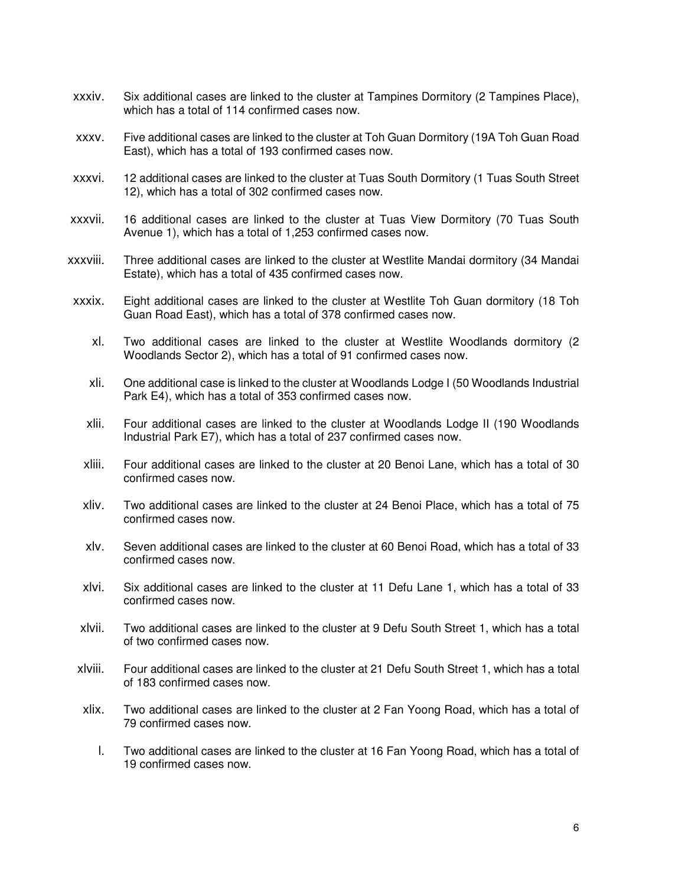xxxiv. Six additional cases are linked to the cluster at Tampines Dormitory (2 Tampines Place), which has a total of 114 confirmed cases now.

xxxv. Five additional cases are linked to the cluster at Toh Guan Dormitory (19A Toh Guan Road East), which has a total of 193 confirmed cases now.

xxxvi. 12 additional cases are linked to the cluster at Tuas South Dormitory (1 Tuas South Street 12), which has a total of 302 confirmed cases now.

xxxvii. 16 additional cases are linked to the cluster at Tuas View Dormitory (70 Tuas South Avenue 1), which has a total of 1,253 confirmed cases now.

xxxviii. Three additional cases are linked to the cluster at Westlite Mandai dormitory (34 Mandai Estate), which has a total of 435 confirmed cases now.

xxxix. Eight additional cases are linked to the cluster at Westlite Toh Guan dormitory (18 Toh Guan Road East), which has a total of 378 confirmed cases now.

xl. Two additional cases are linked to the cluster at Westlite Woodlands dormitory (2 Woodlands Sector 2), which has a total of 91 confirmed cases now.

xli. One additional case is linked to the cluster at Woodlands Lodge I (50 Woodlands Industrial Park E4), which has a total of 353 confirmed cases now.

xlii. Four additional cases are linked to the cluster at Woodlands Lodge II (190 Woodlands Industrial Park E7), which has a total of 237 confirmed cases now.

xliii. Four additional cases are linked to the cluster at 20 Benoi Lane, which has a total of 30 confirmed cases now.

xliv. Two additional cases are linked to the cluster at 24 Benoi Place, which has a total of 75 confirmed cases now.

xlv. Seven additional cases are linked to the cluster at 60 Benoi Road, which has a total of 33 confirmed cases now.

xlvi. Six additional cases are linked to the cluster at 11 Defu Lane 1, which has a total of 33 confirmed cases now.

xlvii. Two additional cases are linked to the cluster at 9 Defu South Street 1, which has a total of two confirmed cases now.

xlviii. Four additional cases are linked to the cluster at 21 Defu South Street 1, which has a total of 183 confirmed cases now.

xlix. Two additional cases are linked to the cluster at 2 Fan Yoong Road, which has a total of 79 confirmed cases now.

l. Two additional cases are linked to the cluster at 16 Fan Yoong Road, which has a total of 19 confirmed cases now.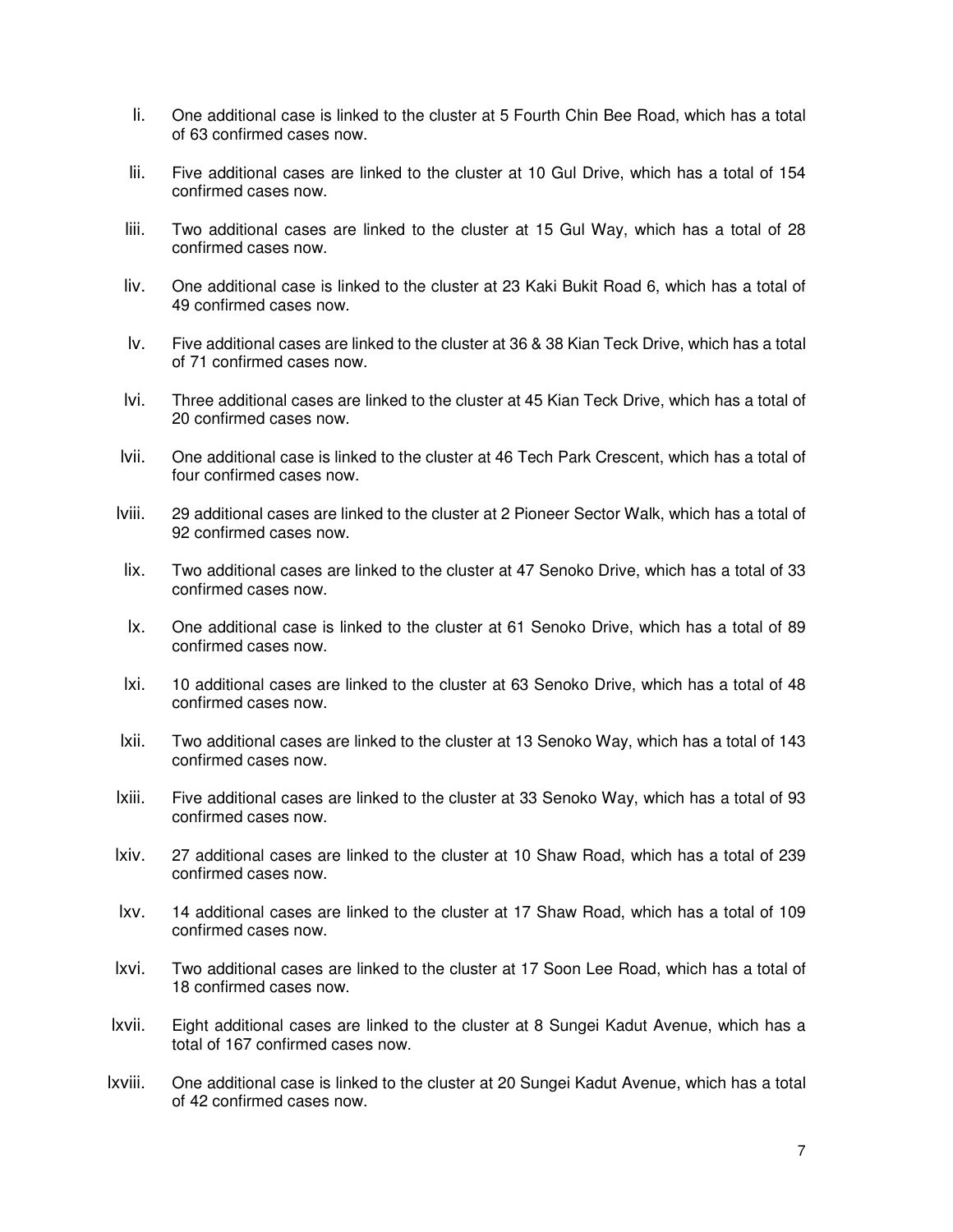li. One additional case is linked to the cluster at 5 Fourth Chin Bee Road, which has a total of 63 confirmed cases now.

lii. Five additional cases are linked to the cluster at 10 Gul Drive, which has a total of 154 confirmed cases now.

liii. Two additional cases are linked to the cluster at 15 Gul Way, which has a total of 28 confirmed cases now.

liv. One additional case is linked to the cluster at 23 Kaki Bukit Road 6, which has a total of 49 confirmed cases now.

lv. Five additional cases are linked to the cluster at 36 & 38 Kian Teck Drive, which has a total of 71 confirmed cases now.

lvi. Three additional cases are linked to the cluster at 45 Kian Teck Drive, which has a total of 20 confirmed cases now.

lvii. One additional case is linked to the cluster at 46 Tech Park Crescent, which has a total of four confirmed cases now.

lviii. 29 additional cases are linked to the cluster at 2 Pioneer Sector Walk, which has a total of 92 confirmed cases now.

lix. Two additional cases are linked to the cluster at 47 Senoko Drive, which has a total of 33 confirmed cases now.

lx. One additional case is linked to the cluster at 61 Senoko Drive, which has a total of 89 confirmed cases now.

lxi. 10 additional cases are linked to the cluster at 63 Senoko Drive, which has a total of 48 confirmed cases now.

lxii. Two additional cases are linked to the cluster at 13 Senoko Way, which has a total of 143 confirmed cases now.

lxiii. Five additional cases are linked to the cluster at 33 Senoko Way, which has a total of 93 confirmed cases now.

lxiv. 27 additional cases are linked to the cluster at 10 Shaw Road, which has a total of 239 confirmed cases now.

lxv. 14 additional cases are linked to the cluster at 17 Shaw Road, which has a total of 109 confirmed cases now.

lxvi. Two additional cases are linked to the cluster at 17 Soon Lee Road, which has a total of 18 confirmed cases now.

lxvii. Eight additional cases are linked to the cluster at 8 Sungei Kadut Avenue, which has a total of 167 confirmed cases now.

lxviii. One additional case is linked to the cluster at 20 Sungei Kadut Avenue, which has a total of 42 confirmed cases now.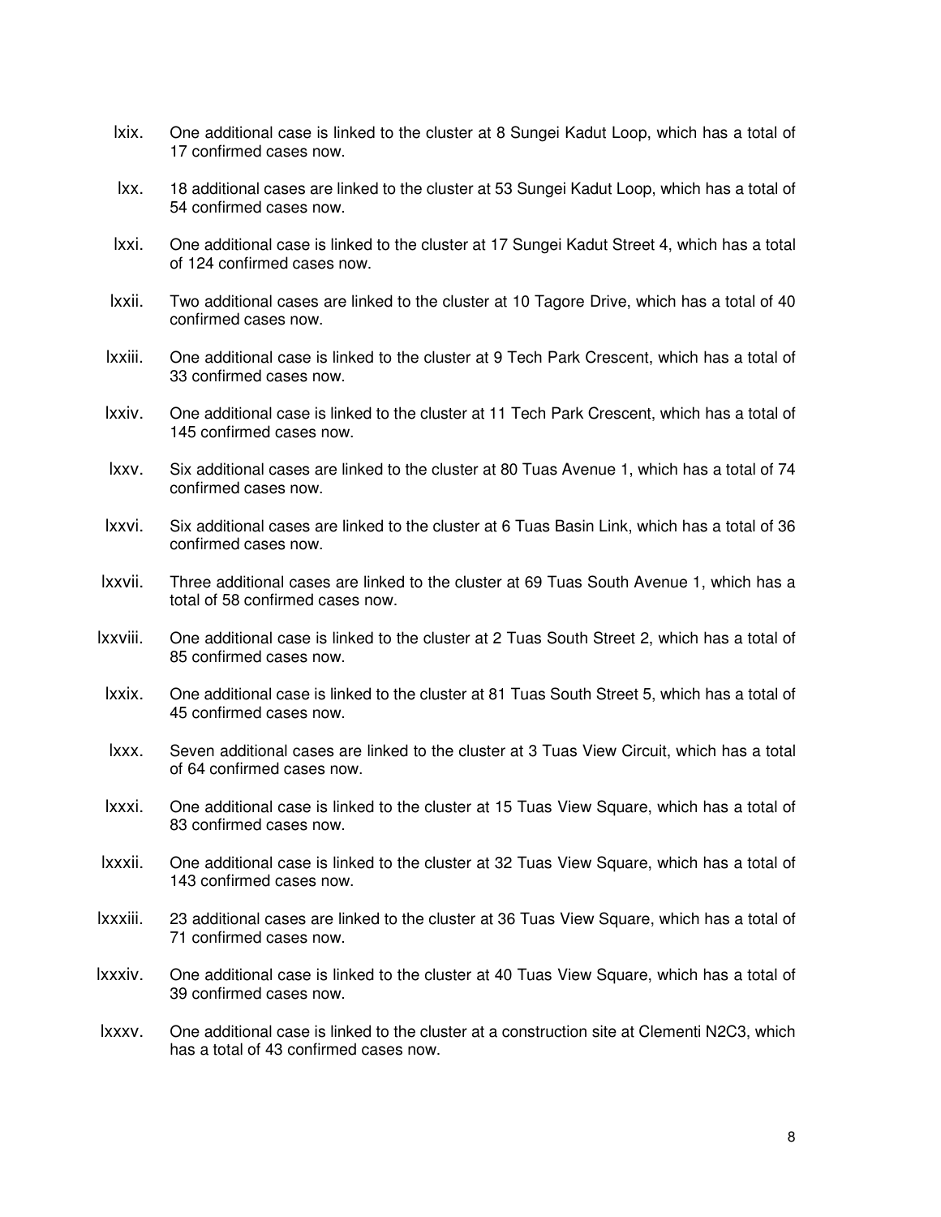lxix. One additional case is linked to the cluster at 8 Sungei Kadut Loop, which has a total of 17 confirmed cases now.

lxx. 18 additional cases are linked to the cluster at 53 Sungei Kadut Loop, which has a total of 54 confirmed cases now.

lxxi. One additional case is linked to the cluster at 17 Sungei Kadut Street 4, which has a total of 124 confirmed cases now.

lxxii. Two additional cases are linked to the cluster at 10 Tagore Drive, which has a total of 40 confirmed cases now.

lxxiii. One additional case is linked to the cluster at 9 Tech Park Crescent, which has a total of 33 confirmed cases now.

lxxiv. One additional case is linked to the cluster at 11 Tech Park Crescent, which has a total of 145 confirmed cases now.

lxxv. Six additional cases are linked to the cluster at 80 Tuas Avenue 1, which has a total of 74 confirmed cases now.

lxxvi. Six additional cases are linked to the cluster at 6 Tuas Basin Link, which has a total of 36 confirmed cases now.

lxxvii. Three additional cases are linked to the cluster at 69 Tuas South Avenue 1, which has a total of 58 confirmed cases now.

lxxviii. One additional case is linked to the cluster at 2 Tuas South Street 2, which has a total of 85 confirmed cases now.

lxxix. One additional case is linked to the cluster at 81 Tuas South Street 5, which has a total of 45 confirmed cases now.

lxxx. Seven additional cases are linked to the cluster at 3 Tuas View Circuit, which has a total of 64 confirmed cases now.

lxxxi. One additional case is linked to the cluster at 15 Tuas View Square, which has a total of 83 confirmed cases now.

lxxxii. One additional case is linked to the cluster at 32 Tuas View Square, which has a total of 143 confirmed cases now.

lxxxiii. 23 additional cases are linked to the cluster at 36 Tuas View Square, which has a total of 71 confirmed cases now.

lxxxiv. One additional case is linked to the cluster at 40 Tuas View Square, which has a total of 39 confirmed cases now.

lxxxv. One additional case is linked to the cluster at a construction site at Clementi N2C3, which has a total of 43 confirmed cases now.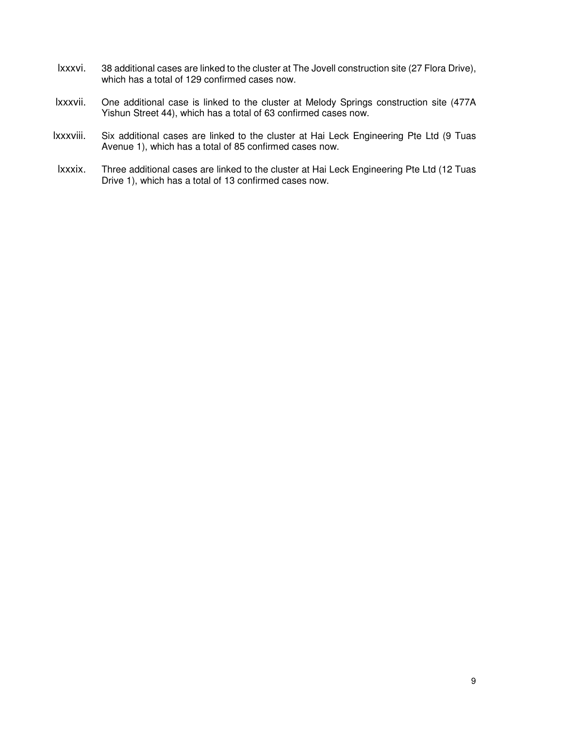lxxxvi. 38 additional cases are linked to the cluster at The Jovell construction site (27 Flora Drive), which has a total of 129 confirmed cases now.

lxxxvii. One additional case is linked to the cluster at Melody Springs construction site (477A Yishun Street 44), which has a total of 63 confirmed cases now.

lxxxviii. Six additional cases are linked to the cluster at Hai Leck Engineering Pte Ltd (9 Tuas Avenue 1), which has a total of 85 confirmed cases now.

lxxxix. Three additional cases are linked to the cluster at Hai Leck Engineering Pte Ltd (12 Tuas Drive 1), which has a total of 13 confirmed cases now.